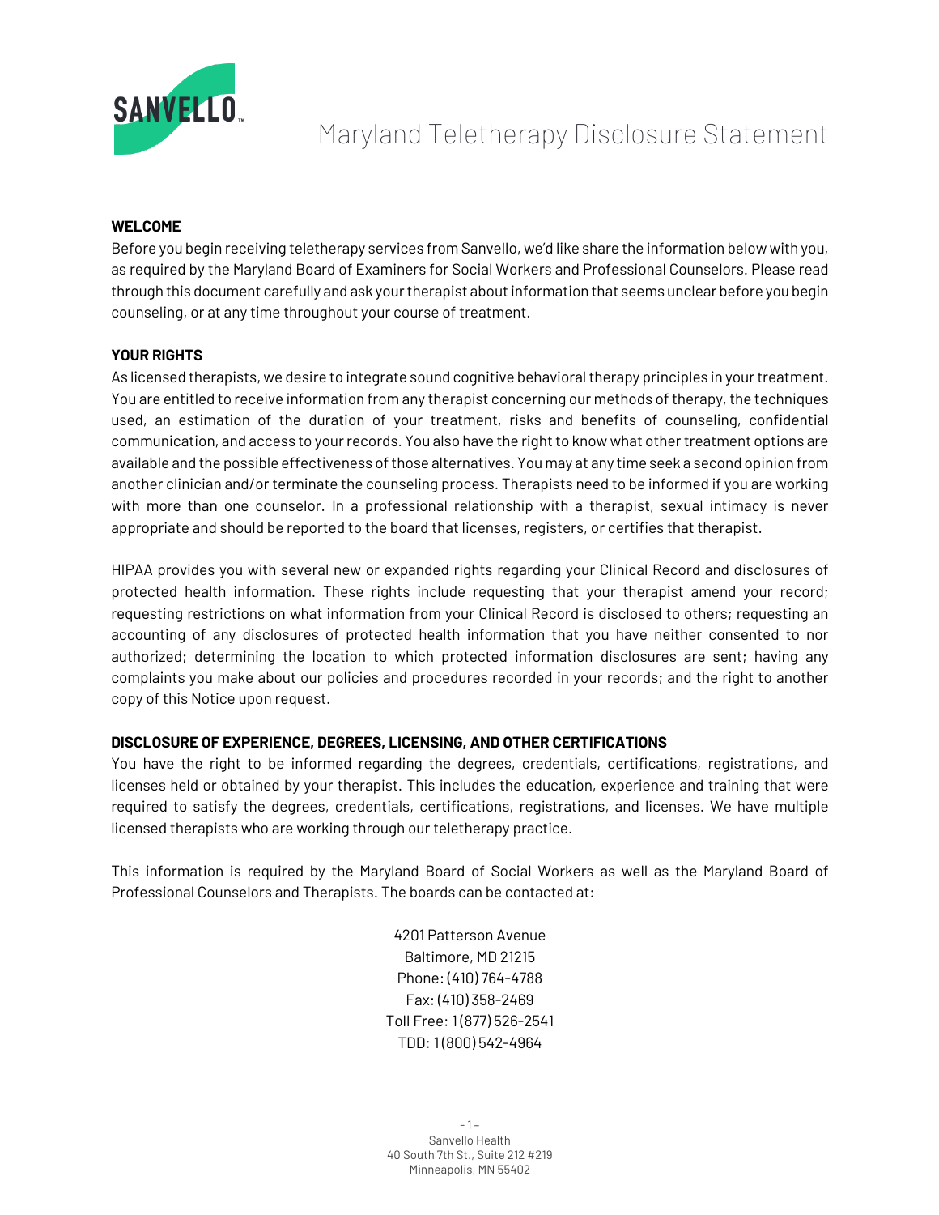# Maryland Teletherapy Disclosure Statement

**WELCOME**

Before you begin receiving teletherapy services from Sanvello, we'd like share the information below with you, as required by the Maryland Board of Examiners for Social Workers and Professional Counselors. Please read through this document carefully and ask your therapist about information that seems unclear before you begin counseling, or at any time throughout your course of treatment.

**YOUR RIGHTS**

As licensed therapists, we desire to integrate sound cognitive behavioral therapy principles in your treatment. You are entitled to receive information from any therapist concerning our methods of therapy, the techniques used, an estimation of the duration of your treatment, risks and benefits of counseling, confidential communication, and access to your records. You also have the right to know what other treatment options are available and the possible effectiveness of those alternatives. You may at any time seek a second opinion from another clinician and/or terminate the counseling process. Therapists need to be informed if you are working with more than one counselor. In a professional relationship with a therapist, sexual intimacy is never appropriate and should be reported to the board that licenses, registers, or certifies that therapist.

HIPAA provides you with several new or expanded rights regarding your Clinical Record and disclosures of protected health information. These rights include requesting that your therapist amend your record; requesting restrictions on what information from your Clinical Record is disclosed to others; requesting an accounting of any disclosures of protected health information that you have neither consented to nor authorized; determining the location to which protected information disclosures are sent; having any complaints you make about our policies and procedures recorded in your records; and the right to another copy of this Notice upon request.

**DISCLOSURE OF EXPERIENCE, DEGREES, LICENSING, AND OTHER CERTIFICATIONS**

You have the right to be informed regarding the degrees, credentials, certifications, registrations, and licenses held or obtained by your therapist. This includes the education, experience and training that were required to satisfy the degrees, credentials, certifications, registrations, and licenses. We have multiple licensed therapists who are working through our teletherapy practice.

This information is required by the Maryland Board of Social Workers as well as the Maryland Board of Professional Counselors and Therapists. The boards can be contacted at:

4201 Patterson Avenue
Baltimore, MD 21215
Phone: (410) 764-4788
Fax: (410) 358-2469
Toll Free: 1 (877) 526-2541
TDD: 1 (800) 542-4964

Sanvello Health
40 South 7th St., Suite 212 #219
Minneapolis, MN 55402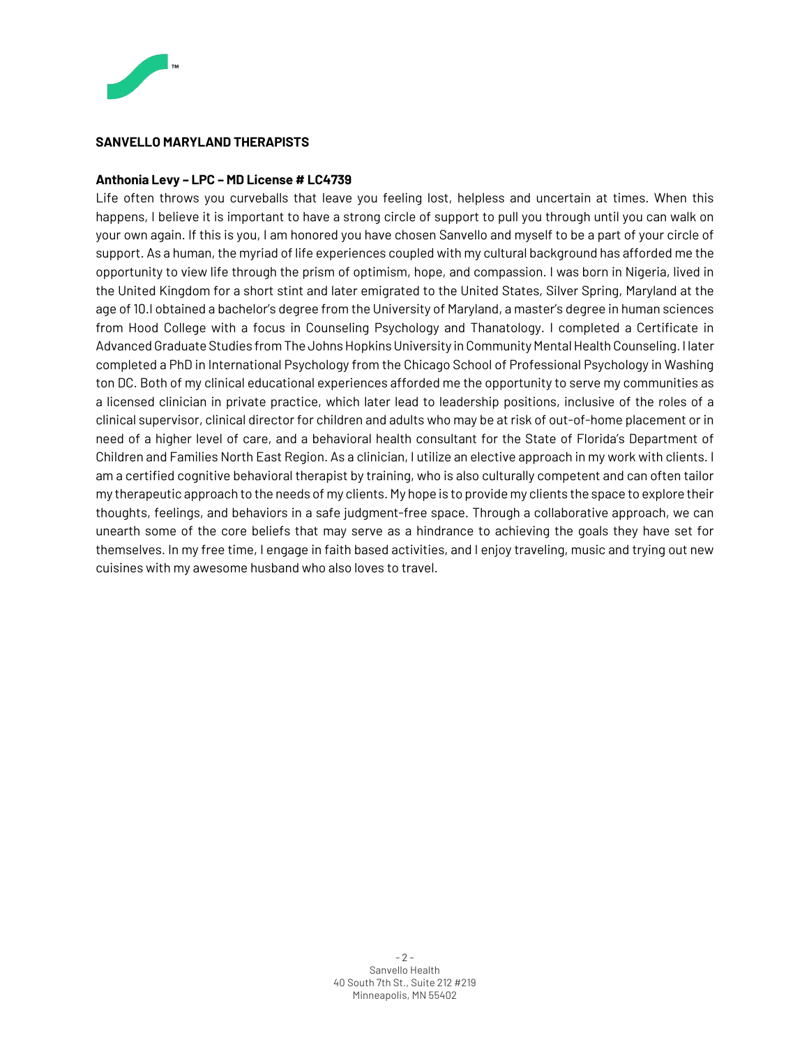**SANVELLO MARYLAND THERAPISTS**

**Anthonia Levy – LPC – MD License # LC4739**

Life often throws you curveballs that leave you feeling lost, helpless and uncertain at times. When this happens, I believe it is important to have a strong circle of support to pull you through until you can walk on your own again. If this is you, I am honored you have chosen Sanvello and myself to be a part of your circle of support. As a human, the myriad of life experiences coupled with my cultural background has afforded me the opportunity to view life through the prism of optimism, hope, and compassion. I was born in Nigeria, lived in the United Kingdom for a short stint and later emigrated to the United States, Silver Spring, Maryland at the age of 10.I obtained a bachelor's degree from the University of Maryland, a master's degree in human sciences from Hood College with a focus in Counseling Psychology and Thanatology. I completed a Certificate in Advanced Graduate Studies from The Johns Hopkins University in Community Mental Health Counseling. I later completed a PhD in International Psychology from the Chicago School of Professional Psychology in Washing ton DC. Both of my clinical educational experiences afforded me the opportunity to serve my communities as a licensed clinician in private practice, which later lead to leadership positions, inclusive of the roles of a clinical supervisor, clinical director for children and adults who may be at risk of out-of-home placement or in need of a higher level of care, and a behavioral health consultant for the State of Florida's Department of Children and Families North East Region. As a clinician, I utilize an elective approach in my work with clients. I am a certified cognitive behavioral therapist by training, who is also culturally competent and can often tailor my therapeutic approach to the needs of my clients. My hope is to provide my clients the space to explore their thoughts, feelings, and behaviors in a safe judgment-free space. Through a collaborative approach, we can unearth some of the core beliefs that may serve as a hindrance to achieving the goals they have set for themselves. In my free time, I engage in faith based activities, and I enjoy traveling, music and trying out new cuisines with my awesome husband who also loves to travel.